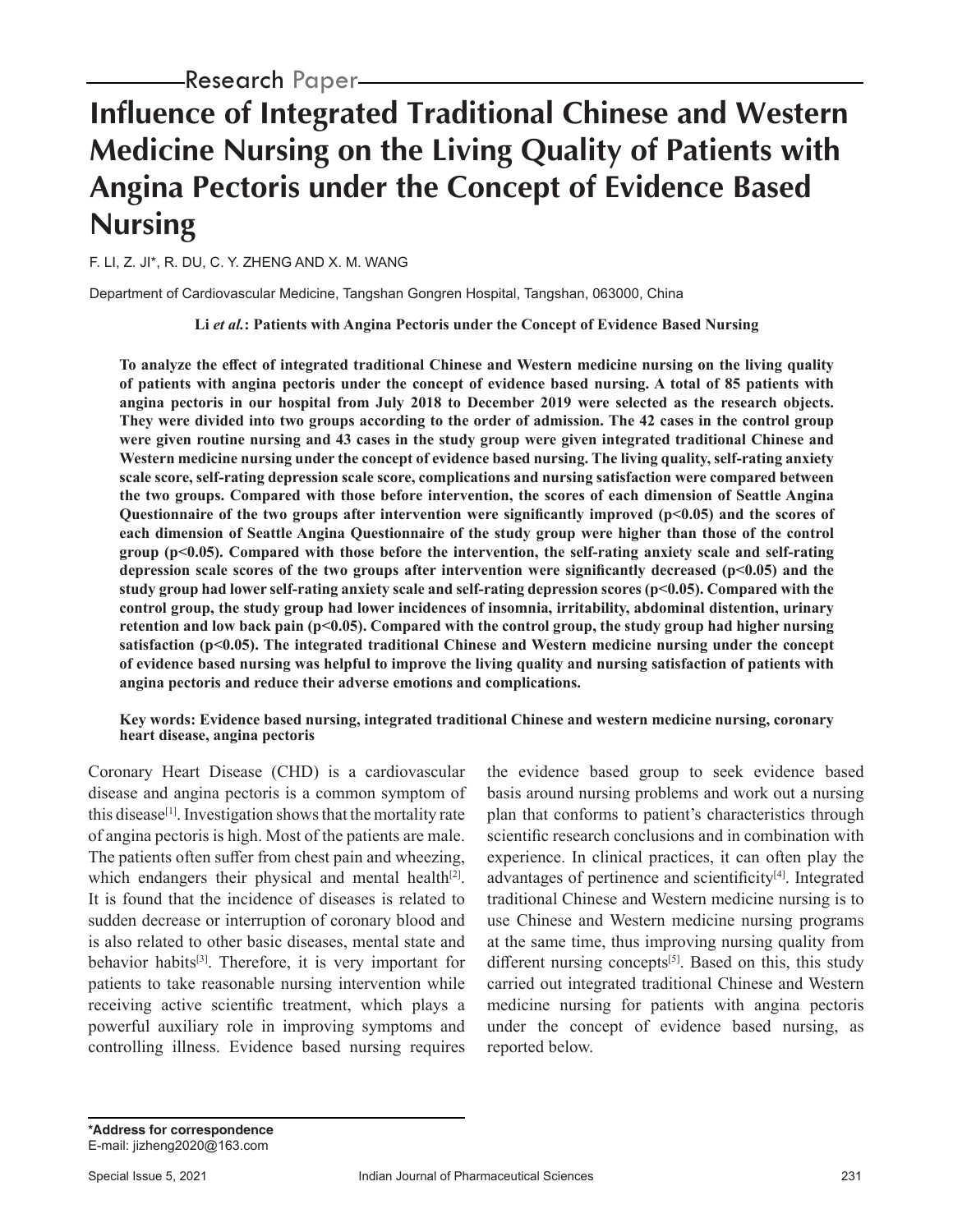Research Paper

# Influence of Integrated Traditional Chinese and Western Medicine Nursing on the Living Quality of Patients with Angina Pectoris under the Concept of Evidence Based Nursing

F. LI, Z. JI*, R. DU, C. Y. ZHENG AND X. M. WANG

Department of Cardiovascular Medicine, Tangshan Gongren Hospital, Tangshan, 063000, China

**Li *et al.*: Patients with Angina Pectoris under the Concept of Evidence Based Nursing**

**To analyze the effect of integrated traditional Chinese and Western medicine nursing on the living quality of patients with angina pectoris under the concept of evidence based nursing. A total of 85 patients with angina pectoris in our hospital from July 2018 to December 2019 were selected as the research objects. They were divided into two groups according to the order of admission. The 42 cases in the control group were given routine nursing and 43 cases in the study group were given integrated traditional Chinese and Western medicine nursing under the concept of evidence based nursing. The living quality, self-rating anxiety scale score, self-rating depression scale score, complications and nursing satisfaction were compared between the two groups. Compared with those before intervention, the scores of each dimension of Seattle Angina Questionnaire of the two groups after intervention were significantly improved ($p<0.05$) and the scores of each dimension of Seattle Angina Questionnaire of the study group were higher than those of the control group ($p<0.05$). Compared with those before the intervention, the self-rating anxiety scale and self-rating depression scale scores of the two groups after intervention were significantly decreased ($p<0.05$) and the study group had lower self-rating anxiety scale and self-rating depression scores ($p<0.05$). Compared with the control group, the study group had lower incidences of insomnia, irritability, abdominal distention, urinary retention and low back pain ($p<0.05$). Compared with the control group, the study group had higher nursing satisfaction ($p<0.05$). The integrated traditional Chinese and Western medicine nursing under the concept of evidence based nursing was helpful to improve the living quality and nursing satisfaction of patients with angina pectoris and reduce their adverse emotions and complications.**

**Key words: Evidence based nursing, integrated traditional Chinese and western medicine nursing, coronary heart disease, angina pectoris**

Coronary Heart Disease (CHD) is a cardiovascular disease and angina pectoris is a common symptom of this disease[1]. Investigation shows that the mortality rate of angina pectoris is high. Most of the patients are male. The patients often suffer from chest pain and wheezing, which endangers their physical and mental health[2]. It is found that the incidence of diseases is related to sudden decrease or interruption of coronary blood and is also related to other basic diseases, mental state and behavior habits[3]. Therefore, it is very important for patients to take reasonable nursing intervention while receiving active scientific treatment, which plays a powerful auxiliary role in improving symptoms and controlling illness. Evidence based nursing requires the evidence based group to seek evidence based basis around nursing problems and work out a nursing plan that conforms to patient's characteristics through scientific research conclusions and in combination with experience. In clinical practices, it can often play the advantages of pertinence and scientificity[4]. Integrated traditional Chinese and Western medicine nursing is to use Chinese and Western medicine nursing programs at the same time, thus improving nursing quality from different nursing concepts[5]. Based on this, this study carried out integrated traditional Chinese and Western medicine nursing for patients with angina pectoris under the concept of evidence based nursing, as reported below.

**\*Address for correspondence**
E-mail: jizheng2020@163.com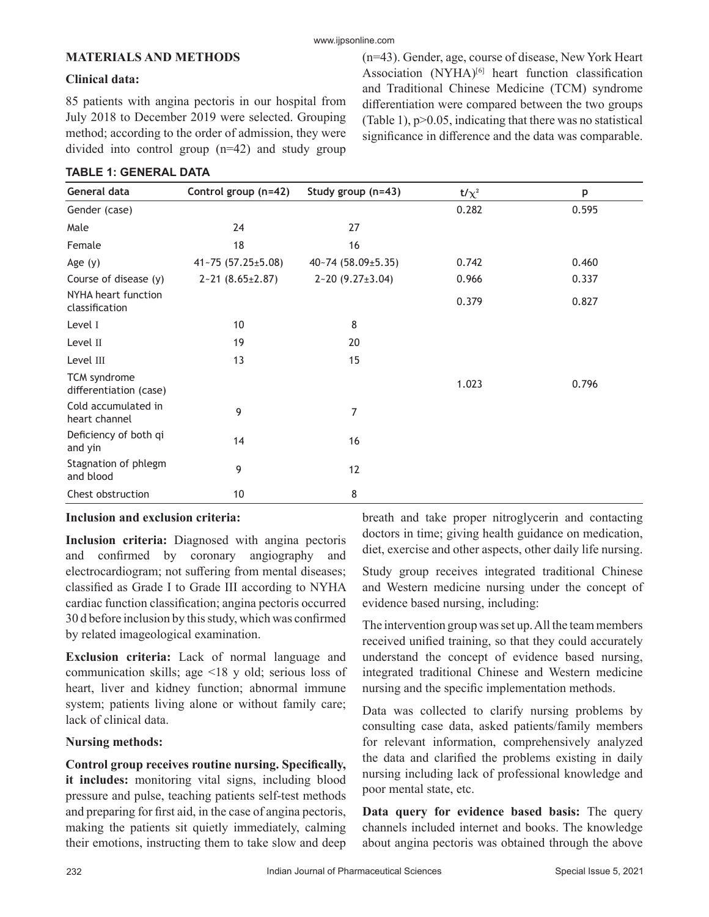## MATERIALS AND METHODS

### Clinical data:

85 patients with angina pectoris in our hospital from July 2018 to December 2019 were selected. Grouping method; according to the order of admission, they were divided into control group (n=42) and study group (n=43). Gender, age, course of disease, New York Heart Association (NYHA)[6] heart function classification and Traditional Chinese Medicine (TCM) syndrome differentiation were compared between the two groups (Table 1), p>0.05, indicating that there was no statistical significance in difference and the data was comparable.

**TABLE 1: GENERAL DATA**

| General data | Control group (n=42) | Study group (n=43) | $t/\chi^2$ | p |
|---|---|---|---|---|
| Gender (case) | | | 0.282 | 0.595 |
| Male | 24 | 27 | | |
| Female | 18 | 16 | | |
| Age (y) | 41~75 (57.25±5.08) | 40~74 (58.09±5.35) | 0.742 | 0.460 |
| Course of disease (y) | 2~21 (8.65±2.87) | 2~20 (9.27±3.04) | 0.966 | 0.337 |
| NYHA heart function classification | | | 0.379 | 0.827 |
| Level I | 10 | 8 | | |
| Level II | 19 | 20 | | |
| Level III | 13 | 15 | | |
| TCM syndrome differentiation (case) | | | 1.023 | 0.796 |
| Cold accumulated in heart channel | 9 | 7 | | |
| Deficiency of both qi and yin | 14 | 16 | | |
| Stagnation of phlegm and blood | 9 | 12 | | |
| Chest obstruction | 10 | 8 | | |

### Inclusion and exclusion criteria:

**Inclusion criteria:** Diagnosed with angina pectoris and confirmed by coronary angiography and electrocardiogram; not suffering from mental diseases; classified as Grade I to Grade III according to NYHA cardiac function classification; angina pectoris occurred 30 d before inclusion by this study, which was confirmed by related imageological examination.

**Exclusion criteria:** Lack of normal language and communication skills; age <18 y old; serious loss of heart, liver and kidney function; abnormal immune system; patients living alone or without family care; lack of clinical data.

### Nursing methods:

**Control group receives routine nursing. Specifically, it includes:** monitoring vital signs, including blood pressure and pulse, teaching patients self-test methods and preparing for first aid, in the case of angina pectoris, making the patients sit quietly immediately, calming their emotions, instructing them to take slow and deep breath and take proper nitroglycerin and contacting doctors in time; giving health guidance on medication, diet, exercise and other aspects, other daily life nursing.

Study group receives integrated traditional Chinese and Western medicine nursing under the concept of evidence based nursing, including:

The intervention group was set up. All the team members received unified training, so that they could accurately understand the concept of evidence based nursing, integrated traditional Chinese and Western medicine nursing and the specific implementation methods.

Data was collected to clarify nursing problems by consulting case data, asked patients/family members for relevant information, comprehensively analyzed the data and clarified the problems existing in daily nursing including lack of professional knowledge and poor mental state, etc.

**Data query for evidence based basis:** The query channels included internet and books. The knowledge about angina pectoris was obtained through the above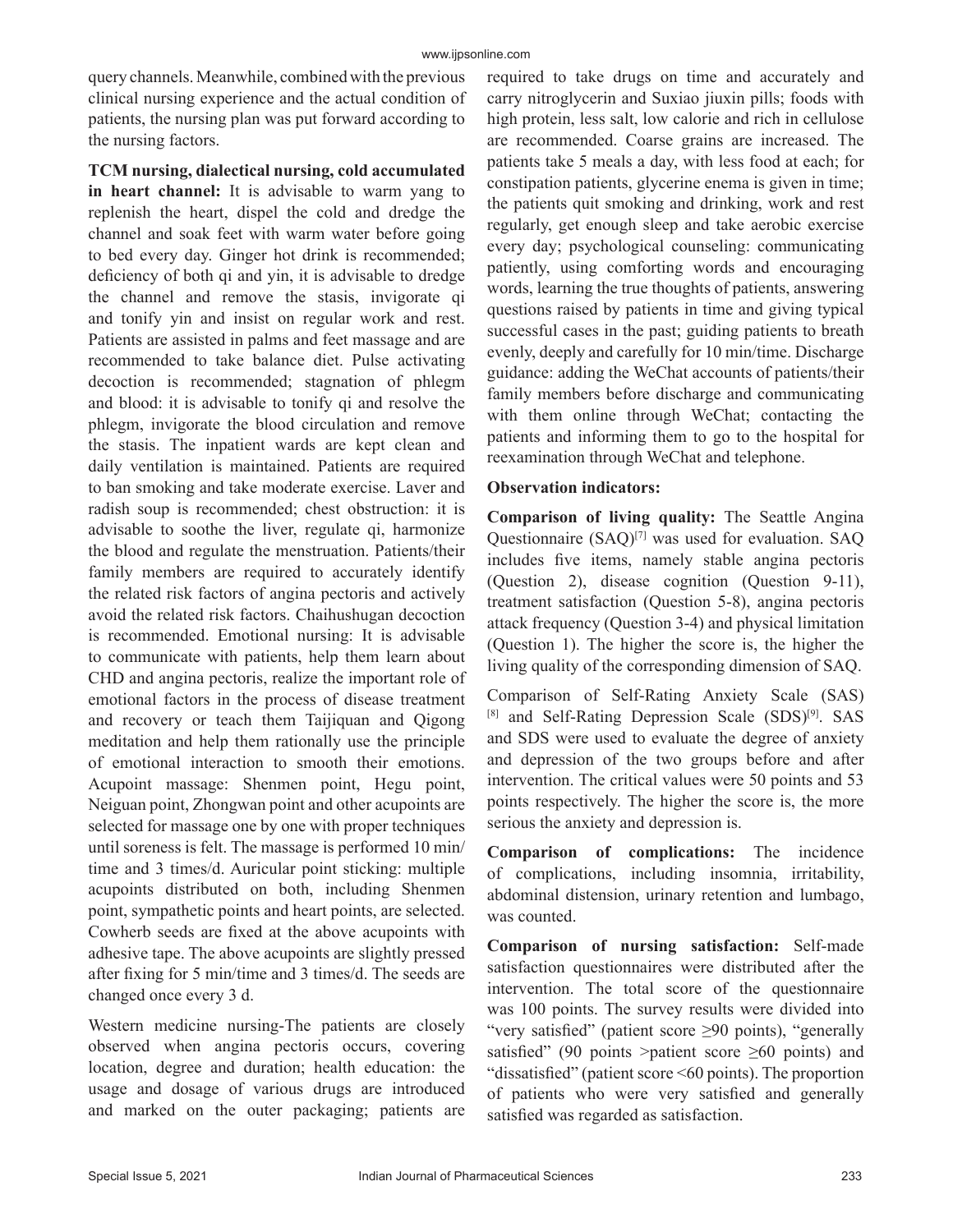query channels. Meanwhile, combined with the previous clinical nursing experience and the actual condition of patients, the nursing plan was put forward according to the nursing factors.

**TCM nursing, dialectical nursing, cold accumulated in heart channel:** It is advisable to warm yang to replenish the heart, dispel the cold and dredge the channel and soak feet with warm water before going to bed every day. Ginger hot drink is recommended; deficiency of both qi and yin, it is advisable to dredge the channel and remove the stasis, invigorate qi and tonify yin and insist on regular work and rest. Patients are assisted in palms and feet massage and are recommended to take balance diet. Pulse activating decoction is recommended; stagnation of phlegm and blood: it is advisable to tonify qi and resolve the phlegm, invigorate the blood circulation and remove the stasis. The inpatient wards are kept clean and daily ventilation is maintained. Patients are required to ban smoking and take moderate exercise. Laver and radish soup is recommended; chest obstruction: it is advisable to soothe the liver, regulate qi, harmonize the blood and regulate the menstruation. Patients/their family members are required to accurately identify the related risk factors of angina pectoris and actively avoid the related risk factors. Chaihushugan decoction is recommended. Emotional nursing: It is advisable to communicate with patients, help them learn about CHD and angina pectoris, realize the important role of emotional factors in the process of disease treatment and recovery or teach them Taijiquan and Qigong meditation and help them rationally use the principle of emotional interaction to smooth their emotions. Acupoint massage: Shenmen point, Hegu point, Neiguan point, Zhongwan point and other acupoints are selected for massage one by one with proper techniques until soreness is felt. The massage is performed 10 min/time and 3 times/d. Auricular point sticking: multiple acupoints distributed on both, including Shenmen point, sympathetic points and heart points, are selected. Cowherb seeds are fixed at the above acupoints with adhesive tape. The above acupoints are slightly pressed after fixing for 5 min/time and 3 times/d. The seeds are changed once every 3 d.

Western medicine nursing-The patients are closely observed when angina pectoris occurs, covering location, degree and duration; health education: the usage and dosage of various drugs are introduced and marked on the outer packaging; patients are required to take drugs on time and accurately and carry nitroglycerin and Suxiao jiuxin pills; foods with high protein, less salt, low calorie and rich in cellulose are recommended. Coarse grains are increased. The patients take 5 meals a day, with less food at each; for constipation patients, glycerine enema is given in time; the patients quit smoking and drinking, work and rest regularly, get enough sleep and take aerobic exercise every day; psychological counseling: communicating patiently, using comforting words and encouraging words, learning the true thoughts of patients, answering questions raised by patients in time and giving typical successful cases in the past; guiding patients to breath evenly, deeply and carefully for 10 min/time. Discharge guidance: adding the WeChat accounts of patients/their family members before discharge and communicating with them online through WeChat; contacting the patients and informing them to go to the hospital for reexamination through WeChat and telephone.

**Observation indicators:**

**Comparison of living quality:** The Seattle Angina Questionnaire (SAQ)[7] was used for evaluation. SAQ includes five items, namely stable angina pectoris (Question 2), disease cognition (Question 9-11), treatment satisfaction (Question 5-8), angina pectoris attack frequency (Question 3-4) and physical limitation (Question 1). The higher the score is, the higher the living quality of the corresponding dimension of SAQ.

Comparison of Self-Rating Anxiety Scale (SAS)[8] and Self-Rating Depression Scale (SDS)[9]. SAS and SDS were used to evaluate the degree of anxiety and depression of the two groups before and after intervention. The critical values were 50 points and 53 points respectively. The higher the score is, the more serious the anxiety and depression is.

**Comparison of complications:** The incidence of complications, including insomnia, irritability, abdominal distension, urinary retention and lumbago, was counted.

**Comparison of nursing satisfaction:** Self-made satisfaction questionnaires were distributed after the intervention. The total score of the questionnaire was 100 points. The survey results were divided into "very satisfied" (patient score ≥90 points), "generally satisfied" (90 points >patient score ≥60 points) and "dissatisfied" (patient score <60 points). The proportion of patients who were very satisfied and generally satisfied was regarded as satisfaction.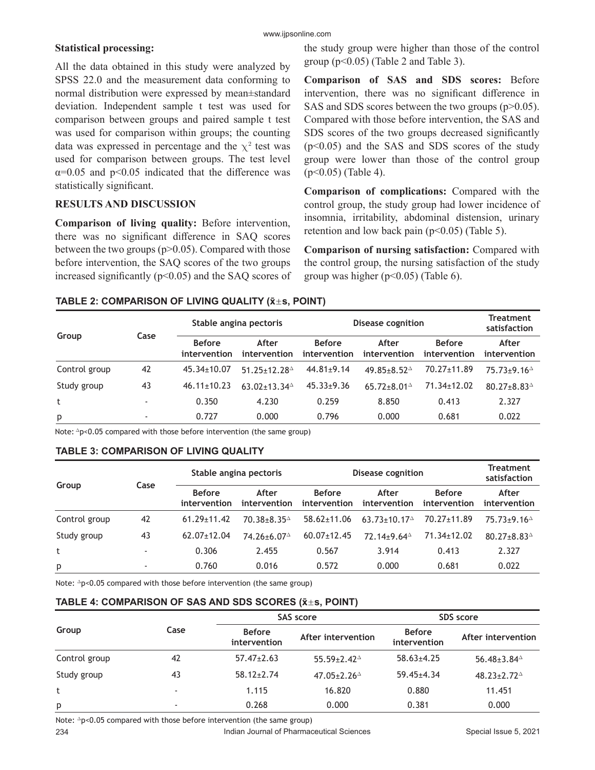**Statistical processing:**

All the data obtained in this study were analyzed by SPSS 22.0 and the measurement data conforming to normal distribution were expressed by mean±standard deviation. Independent sample t test was used for comparison between groups and paired sample t test was used for comparison within groups; the counting data was expressed in percentage and the $\chi^2$ test was used for comparison between groups. The test level $\alpha=0.05$ and $p<0.05$ indicated that the difference was statistically significant.

## RESULTS AND DISCUSSION

**Comparison of living quality:** Before intervention, there was no significant difference in SAQ scores between the two groups ($p>0.05$). Compared with those before intervention, the SAQ scores of the two groups increased significantly ($p<0.05$) and the SAQ scores of the study group were higher than those of the control group ($p<0.05$) (Table 2 and Table 3).

**Comparison of SAS and SDS scores:** Before intervention, there was no significant difference in SAS and SDS scores between the two groups ($p>0.05$). Compared with those before intervention, the SAS and SDS scores of the two groups decreased significantly ($p<0.05$) and the SAS and SDS scores of the study group were lower than those of the control group ($p<0.05$) (Table 4).

**Comparison of complications:** Compared with the control group, the study group had lower incidence of insomnia, irritability, abdominal distension, urinary retention and low back pain ($p<0.05$) (Table 5).

**Comparison of nursing satisfaction:** Compared with the control group, the nursing satisfaction of the study group was higher ($p<0.05$) (Table 6).

**TABLE 2: COMPARISON OF LIVING QUALITY ($\bar{x}\pm s$, POINT)**

| Group | Case | Stable angina pectoris | | Disease cognition | | | Treatment satisfaction |
|---|---|---|---|---|---|---|---|
| | | Before intervention | After intervention | Before intervention | After intervention | Before intervention | After intervention |
| Control group | 42 | 45.34±10.07 | 51.25±12.28△ | 44.81±9.14 | 49.85±8.52△ | 70.27±11.89 | 75.73±9.16△ |
| Study group | 43 | 46.11±10.23 | 63.02±13.34△ | 45.33±9.36 | 65.72±8.01△ | 71.34±12.02 | 80.27±8.83△ |
| t | - | 0.350 | 4.230 | 0.259 | 8.850 | 0.413 | 2.327 |
| p | - | 0.727 | 0.000 | 0.796 | 0.000 | 0.681 | 0.022 |

Note: △$p<0.05$ compared with those before intervention (the same group)

**TABLE 3: COMPARISON OF LIVING QUALITY**

| Group | Case | Stable angina pectoris | | Disease cognition | | | Treatment satisfaction |
|---|---|---|---|---|---|---|---|
| | | Before intervention | After intervention | Before intervention | After intervention | Before intervention | After intervention |
| Control group | 42 | 61.29±11.42 | 70.38±8.35△ | 58.62±11.06 | 63.73±10.17△ | 70.27±11.89 | 75.73±9.16△ |
| Study group | 43 | 62.07±12.04 | 74.26±6.07△ | 60.07±12.45 | 72.14±9.64△ | 71.34±12.02 | 80.27±8.83△ |
| t | - | 0.306 | 2.455 | 0.567 | 3.914 | 0.413 | 2.327 |
| p | - | 0.760 | 0.016 | 0.572 | 0.000 | 0.681 | 0.022 |

Note: △$p<0.05$ compared with those before intervention (the same group)

**TABLE 4: COMPARISON OF SAS AND SDS SCORES ($\bar{x}\pm s$, POINT)**

| Group | Case | SAS score | | SDS score | |
|---|---|---|---|---|---|
| | | Before intervention | After intervention | Before intervention | After intervention |
| Control group | 42 | 57.47±2.63 | 55.59±2.42△ | 58.63±4.25 | 56.48±3.84△ |
| Study group | 43 | 58.12±2.74 | 47.05±2.26△ | 59.45±4.34 | 48.23±2.72△ |
| t | - | 1.115 | 16.820 | 0.880 | 11.451 |
| p | - | 0.268 | 0.000 | 0.381 | 0.000 |

Note: △$p<0.05$ compared with those before intervention (the same group)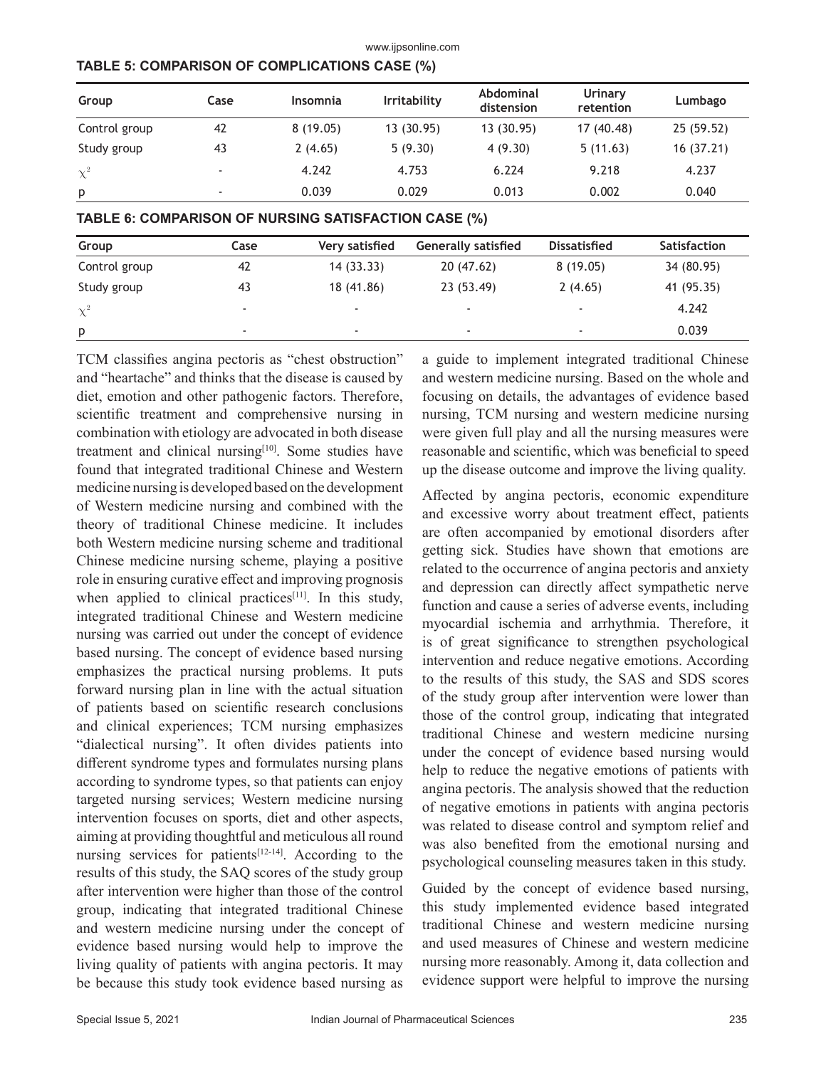**TABLE 5: COMPARISON OF COMPLICATIONS CASE (%)**

| Group | Case | Insomnia | Irritability | Abdominal distension | Urinary retention | Lumbago |
|---|---|---|---|---|---|---|
| Control group | 42 | 8 (19.05) | 13 (30.95) | 13 (30.95) | 17 (40.48) | 25 (59.52) |
| Study group | 43 | 2 (4.65) | 5 (9.30) | 4 (9.30) | 5 (11.63) | 16 (37.21) |
| $\chi^2$ | - | 4.242 | 4.753 | 6.224 | 9.218 | 4.237 |
| p | - | 0.039 | 0.029 | 0.013 | 0.002 | 0.040 |

**TABLE 6: COMPARISON OF NURSING SATISFACTION CASE (%)**

| Group | Case | Very satisfied | Generally satisfied | Dissatisfied | Satisfaction |
|---|---|---|---|---|---|
| Control group | 42 | 14 (33.33) | 20 (47.62) | 8 (19.05) | 34 (80.95) |
| Study group | 43 | 18 (41.86) | 23 (53.49) | 2 (4.65) | 41 (95.35) |
| $\chi^2$ | - | - | - | - | 4.242 |
| p | - | - | - | - | 0.039 |

TCM classifies angina pectoris as "chest obstruction" and "heartache" and thinks that the disease is caused by diet, emotion and other pathogenic factors. Therefore, scientific treatment and comprehensive nursing in combination with etiology are advocated in both disease treatment and clinical nursing[10]. Some studies have found that integrated traditional Chinese and Western medicine nursing is developed based on the development of Western medicine nursing and combined with the theory of traditional Chinese medicine. It includes both Western medicine nursing scheme and traditional Chinese medicine nursing scheme, playing a positive role in ensuring curative effect and improving prognosis when applied to clinical practices[11]. In this study, integrated traditional Chinese and Western medicine nursing was carried out under the concept of evidence based nursing. The concept of evidence based nursing emphasizes the practical nursing problems. It puts forward nursing plan in line with the actual situation of patients based on scientific research conclusions and clinical experiences; TCM nursing emphasizes "dialectical nursing". It often divides patients into different syndrome types and formulates nursing plans according to syndrome types, so that patients can enjoy targeted nursing services; Western medicine nursing intervention focuses on sports, diet and other aspects, aiming at providing thoughtful and meticulous all round nursing services for patients[12-14]. According to the results of this study, the SAQ scores of the study group after intervention were higher than those of the control group, indicating that integrated traditional Chinese and western medicine nursing under the concept of evidence based nursing would help to improve the living quality of patients with angina pectoris. It may be because this study took evidence based nursing as a guide to implement integrated traditional Chinese and western medicine nursing. Based on the whole and focusing on details, the advantages of evidence based nursing, TCM nursing and western medicine nursing were given full play and all the nursing measures were reasonable and scientific, which was beneficial to speed up the disease outcome and improve the living quality.

Affected by angina pectoris, economic expenditure and excessive worry about treatment effect, patients are often accompanied by emotional disorders after getting sick. Studies have shown that emotions are related to the occurrence of angina pectoris and anxiety and depression can directly affect sympathetic nerve function and cause a series of adverse events, including myocardial ischemia and arrhythmia. Therefore, it is of great significance to strengthen psychological intervention and reduce negative emotions. According to the results of this study, the SAS and SDS scores of the study group after intervention were lower than those of the control group, indicating that integrated traditional Chinese and western medicine nursing under the concept of evidence based nursing would help to reduce the negative emotions of patients with angina pectoris. The analysis showed that the reduction of negative emotions in patients with angina pectoris was related to disease control and symptom relief and was also benefited from the emotional nursing and psychological counseling measures taken in this study.

Guided by the concept of evidence based nursing, this study implemented evidence based integrated traditional Chinese and western medicine nursing and used measures of Chinese and western medicine nursing more reasonably. Among it, data collection and evidence support were helpful to improve the nursing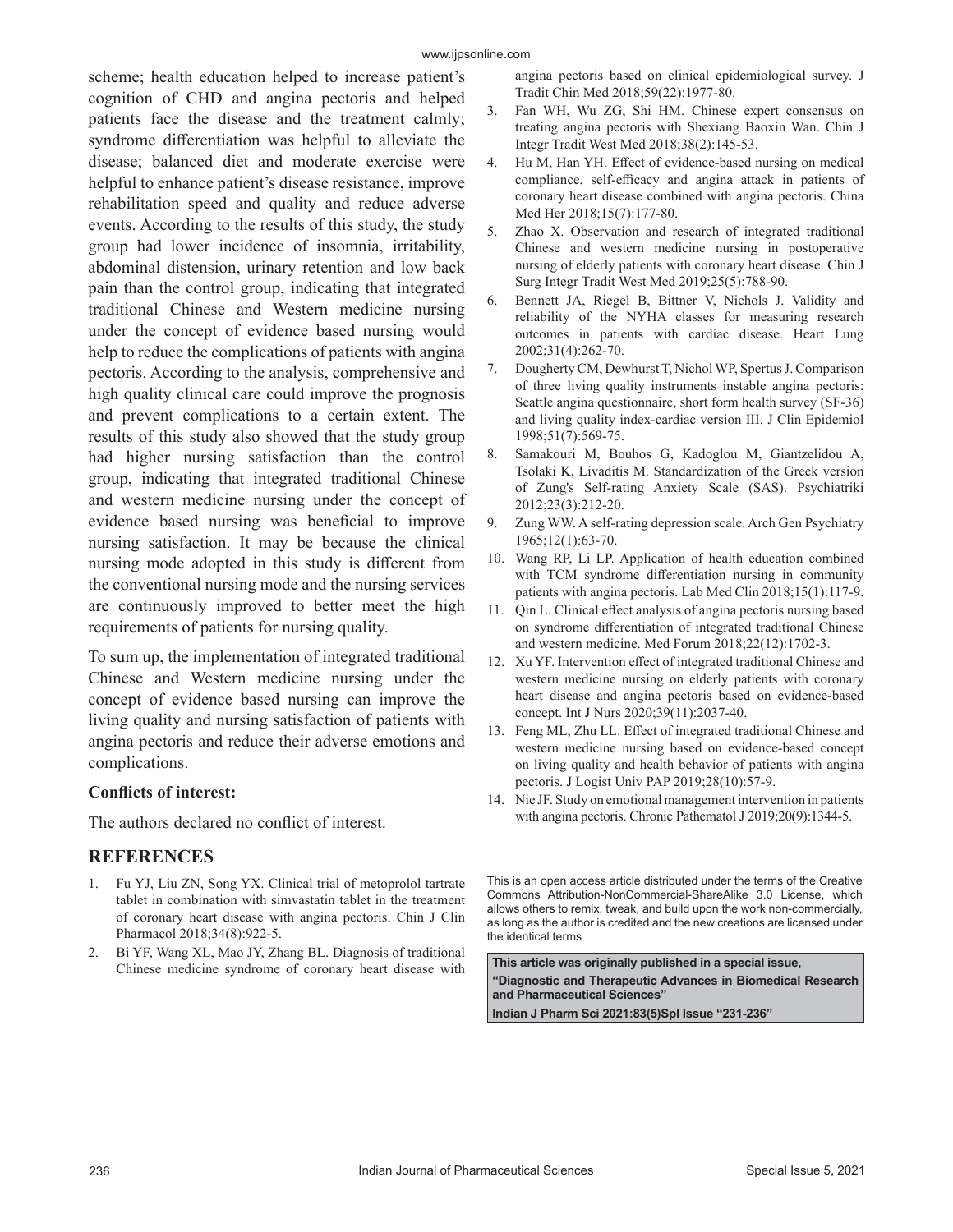scheme; health education helped to increase patient's cognition of CHD and angina pectoris and helped patients face the disease and the treatment calmly; syndrome differentiation was helpful to alleviate the disease; balanced diet and moderate exercise were helpful to enhance patient's disease resistance, improve rehabilitation speed and quality and reduce adverse events. According to the results of this study, the study group had lower incidence of insomnia, irritability, abdominal distension, urinary retention and low back pain than the control group, indicating that integrated traditional Chinese and Western medicine nursing under the concept of evidence based nursing would help to reduce the complications of patients with angina pectoris. According to the analysis, comprehensive and high quality clinical care could improve the prognosis and prevent complications to a certain extent. The results of this study also showed that the study group had higher nursing satisfaction than the control group, indicating that integrated traditional Chinese and western medicine nursing under the concept of evidence based nursing was beneficial to improve nursing satisfaction. It may be because the clinical nursing mode adopted in this study is different from the conventional nursing mode and the nursing services are continuously improved to better meet the high requirements of patients for nursing quality.

To sum up, the implementation of integrated traditional Chinese and Western medicine nursing under the concept of evidence based nursing can improve the living quality and nursing satisfaction of patients with angina pectoris and reduce their adverse emotions and complications.

**Conflicts of interest:**

The authors declared no conflict of interest.

## REFERENCES

1. Fu YJ, Liu ZN, Song YX. Clinical trial of metoprolol tartrate tablet in combination with simvastatin tablet in the treatment of coronary heart disease with angina pectoris. Chin J Clin Pharmacol 2018;34(8):922-5.
2. Bi YF, Wang XL, Mao JY, Zhang BL. Diagnosis of traditional Chinese medicine syndrome of coronary heart disease with angina pectoris based on clinical epidemiological survey. J Tradit Chin Med 2018;59(22):1977-80.
3. Fan WH, Wu ZG, Shi HM. Chinese expert consensus on treating angina pectoris with Shexiang Baoxin Wan. Chin J Integr Tradit West Med 2018;38(2):145-53.
4. Hu M, Han YH. Effect of evidence-based nursing on medical compliance, self-efficacy and angina attack in patients of coronary heart disease combined with angina pectoris. China Med Her 2018;15(7):177-80.
5. Zhao X. Observation and research of integrated traditional Chinese and western medicine nursing in postoperative nursing of elderly patients with coronary heart disease. Chin J Surg Integr Tradit West Med 2019;25(5):788-90.
6. Bennett JA, Riegel B, Bittner V, Nichols J. Validity and reliability of the NYHA classes for measuring research outcomes in patients with cardiac disease. Heart Lung 2002;31(4):262-70.
7. Dougherty CM, Dewhurst T, Nichol WP, Spertus J. Comparison of three living quality instruments instable angina pectoris: Seattle angina questionnaire, short form health survey (SF-36) and living quality index-cardiac version III. J Clin Epidemiol 1998;51(7):569-75.
8. Samakouri M, Bouhos G, Kadoglou M, Giantzelidou A, Tsolaki K, Livaditis M. Standardization of the Greek version of Zung's Self-rating Anxiety Scale (SAS). Psychiatriki 2012;23(3):212-20.
9. Zung WW. A self-rating depression scale. Arch Gen Psychiatry 1965;12(1):63-70.
10. Wang RP, Li LP. Application of health education combined with TCM syndrome differentiation nursing in community patients with angina pectoris. Lab Med Clin 2018;15(1):117-9.
11. Qin L. Clinical effect analysis of angina pectoris nursing based on syndrome differentiation of integrated traditional Chinese and western medicine. Med Forum 2018;22(12):1702-3.
12. Xu YF. Intervention effect of integrated traditional Chinese and western medicine nursing on elderly patients with coronary heart disease and angina pectoris based on evidence-based concept. Int J Nurs 2020;39(11):2037-40.
13. Feng ML, Zhu LL. Effect of integrated traditional Chinese and western medicine nursing based on evidence-based concept on living quality and health behavior of patients with angina pectoris. J Logist Univ PAP 2019;28(10):57-9.
14. Nie JF. Study on emotional management intervention in patients with angina pectoris. Chronic Pathematol J 2019;20(9):1344-5.

This is an open access article distributed under the terms of the Creative Commons Attribution-NonCommercial-ShareAlike 3.0 License, which allows others to remix, tweak, and build upon the work non-commercially, as long as the author is credited and the new creations are licensed under the identical terms

**This article was originally published in a special issue, "Diagnostic and Therapeutic Advances in Biomedical Research and Pharmaceutical Sciences"**

**Indian J Pharm Sci 2021:83(5)Spl Issue "231-236"**